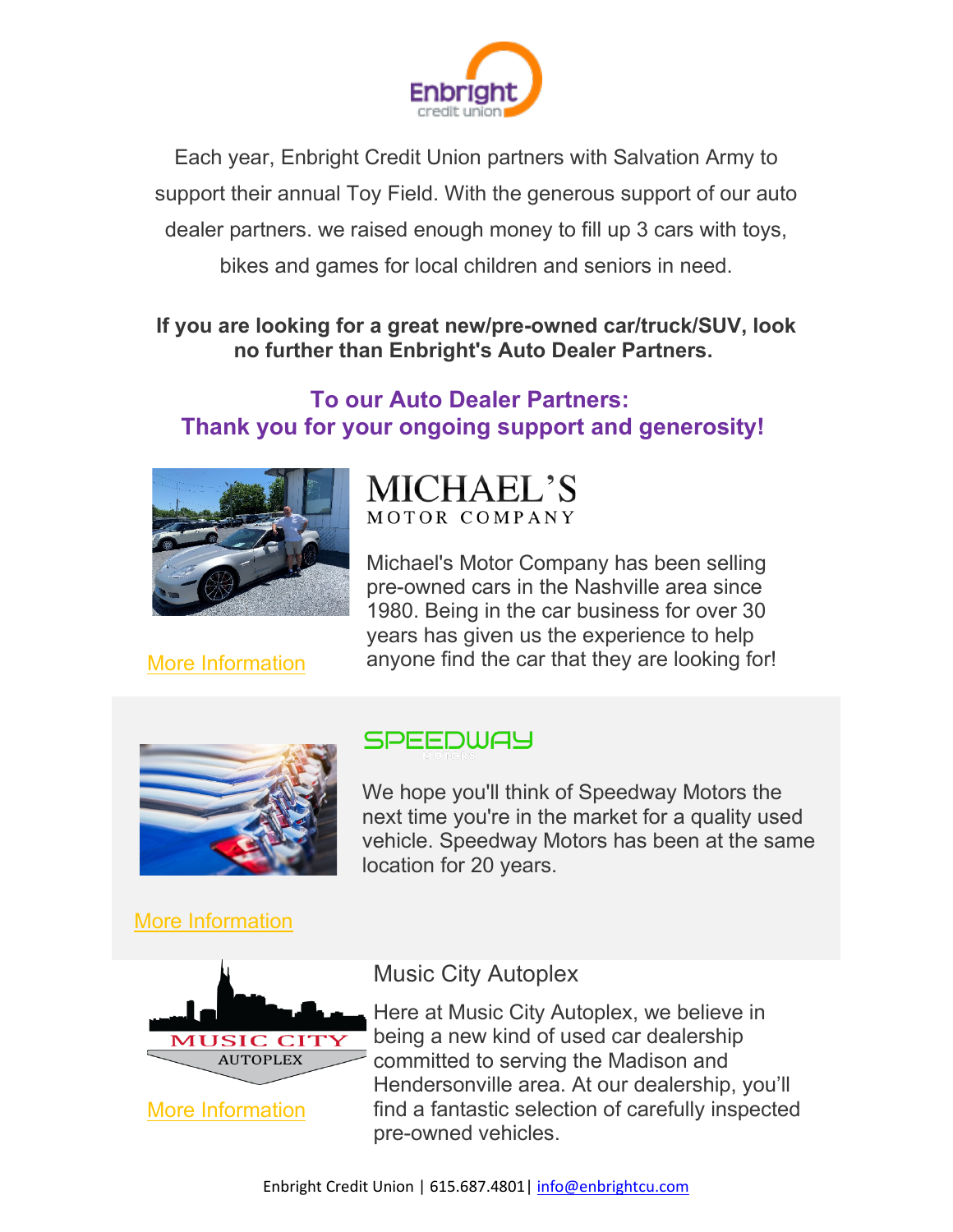Each year, Enbright Credit Union partners with Salvation Army to support their annual Toy Field. With the generous support of our auto dealer partners. we raised enough money to fill up 3 cars with toys, bikes and games for local children and seniors in need.

**If you are looking for a great new/pre-owned car/truck/SUV, look no further than Enbright's Auto Dealer Partners.**

## To our Auto Dealer Partners: Thank you for your ongoing support and generosity!

### MICHAEL'S MOTOR COMPANY

Michael's Motor Company has been selling pre-owned cars in the Nashville area since 1980. Being in the car business for over 30 years has given us the experience to help anyone find the car that they are looking for!

More Information

### SPEEDWAY

We hope you'll think of Speedway Motors the next time you're in the market for a quality used vehicle. Speedway Motors has been at the same location for 20 years.

More Information

### Music City Autoplex

Here at Music City Autoplex, we believe in being a new kind of used car dealership committed to serving the Madison and Hendersonville area. At our dealership, you'll find a fantastic selection of carefully inspected pre-owned vehicles.

More Information

Enbright Credit Union | 615.687.4801| info@enbrightcu.com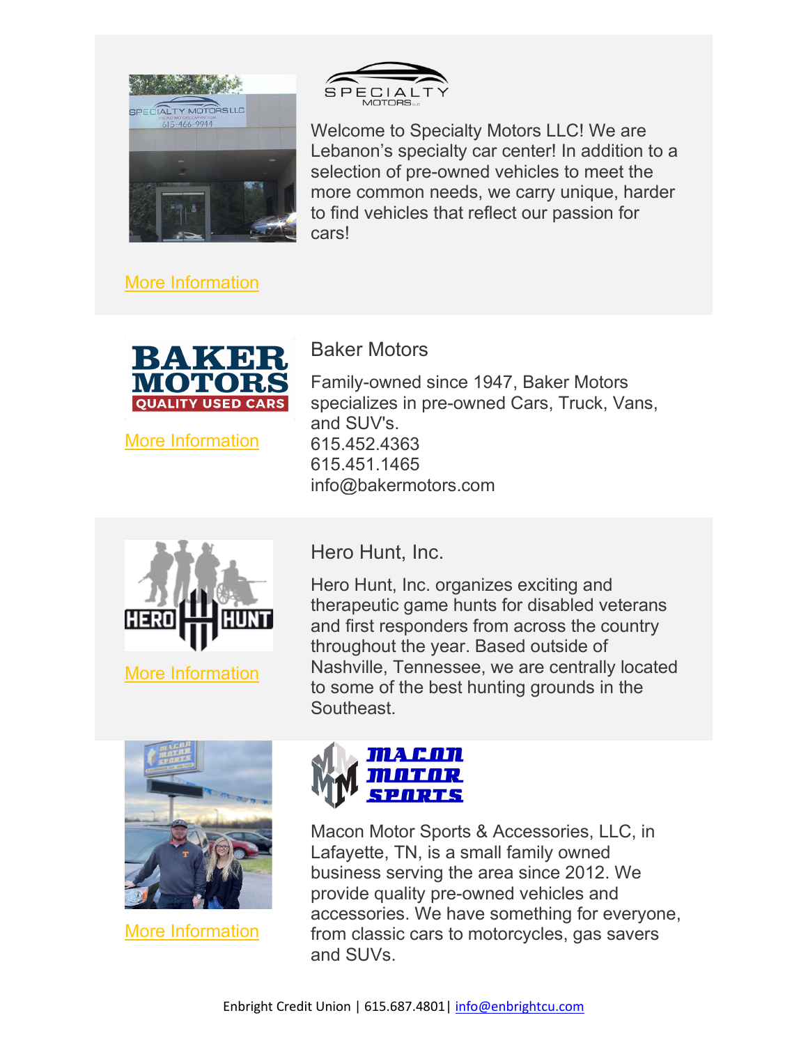Welcome to Specialty Motors LLC! We are Lebanon's specialty car center! In addition to a selection of pre-owned vehicles to meet the more common needs, we carry unique, harder to find vehicles that reflect our passion for cars!

More Information

## Baker Motors

Family-owned since 1947, Baker Motors specializes in pre-owned Cars, Truck, Vans, and SUV's.
615.452.4363
615.451.1465
info@bakermotors.com

More Information

## Hero Hunt, Inc.

Hero Hunt, Inc. organizes exciting and therapeutic game hunts for disabled veterans and first responders from across the country throughout the year. Based outside of Nashville, Tennessee, we are centrally located to some of the best hunting grounds in the Southeast.

More Information

Macon Motor Sports & Accessories, LLC, in Lafayette, TN, is a small family owned business serving the area since 2012. We provide quality pre-owned vehicles and accessories. We have something for everyone, from classic cars to motorcycles, gas savers and SUVs.

More Information

Enbright Credit Union | 615.687.4801| info@enbrightcu.com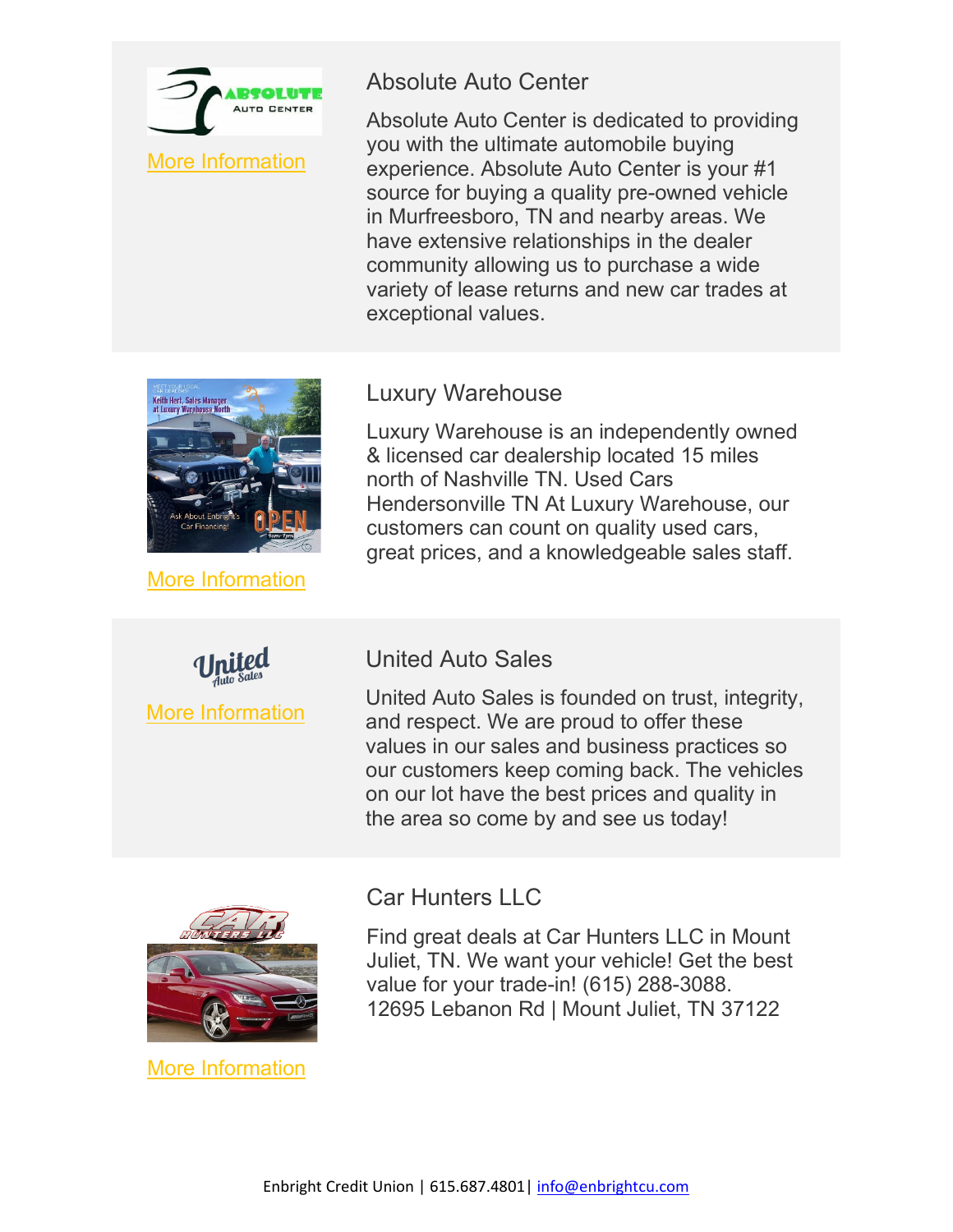## Absolute Auto Center

More Information

Absolute Auto Center is dedicated to providing you with the ultimate automobile buying experience. Absolute Auto Center is your #1 source for buying a quality pre-owned vehicle in Murfreesboro, TN and nearby areas. We have extensive relationships in the dealer community allowing us to purchase a wide variety of lease returns and new car trades at exceptional values.

## Luxury Warehouse

More Information

Luxury Warehouse is an independently owned & licensed car dealership located 15 miles north of Nashville TN. Used Cars Hendersonville TN At Luxury Warehouse, our customers can count on quality used cars, great prices, and a knowledgeable sales staff.

## United Auto Sales

More Information

United Auto Sales is founded on trust, integrity, and respect. We are proud to offer these values in our sales and business practices so our customers keep coming back. The vehicles on our lot have the best prices and quality in the area so come by and see us today!

## Car Hunters LLC

More Information

Find great deals at Car Hunters LLC in Mount Juliet, TN. We want your vehicle! Get the best value for your trade-in! (615) 288-3088.
12695 Lebanon Rd | Mount Juliet, TN 37122

Enbright Credit Union | 615.687.4801| info@enbrightcu.com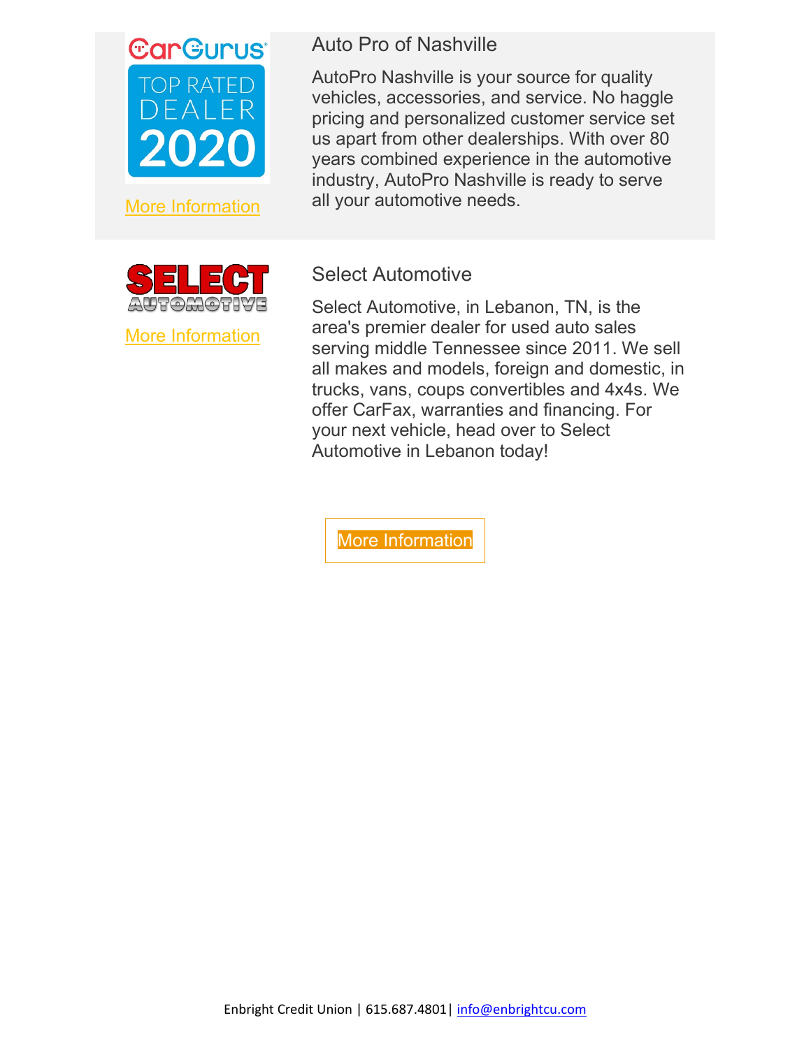## Auto Pro of Nashville

More Information

AutoPro Nashville is your source for quality vehicles, accessories, and service. No haggle pricing and personalized customer service set us apart from other dealerships. With over 80 years combined experience in the automotive industry, AutoPro Nashville is ready to serve all your automotive needs.

## Select Automotive

More Information

Select Automotive, in Lebanon, TN, is the area's premier dealer for used auto sales serving middle Tennessee since 2011. We sell all makes and models, foreign and domestic, in trucks, vans, coups convertibles and 4x4s. We offer CarFax, warranties and financing. For your next vehicle, head over to Select Automotive in Lebanon today!

More Information

Enbright Credit Union | 615.687.4801| info@enbrightcu.com